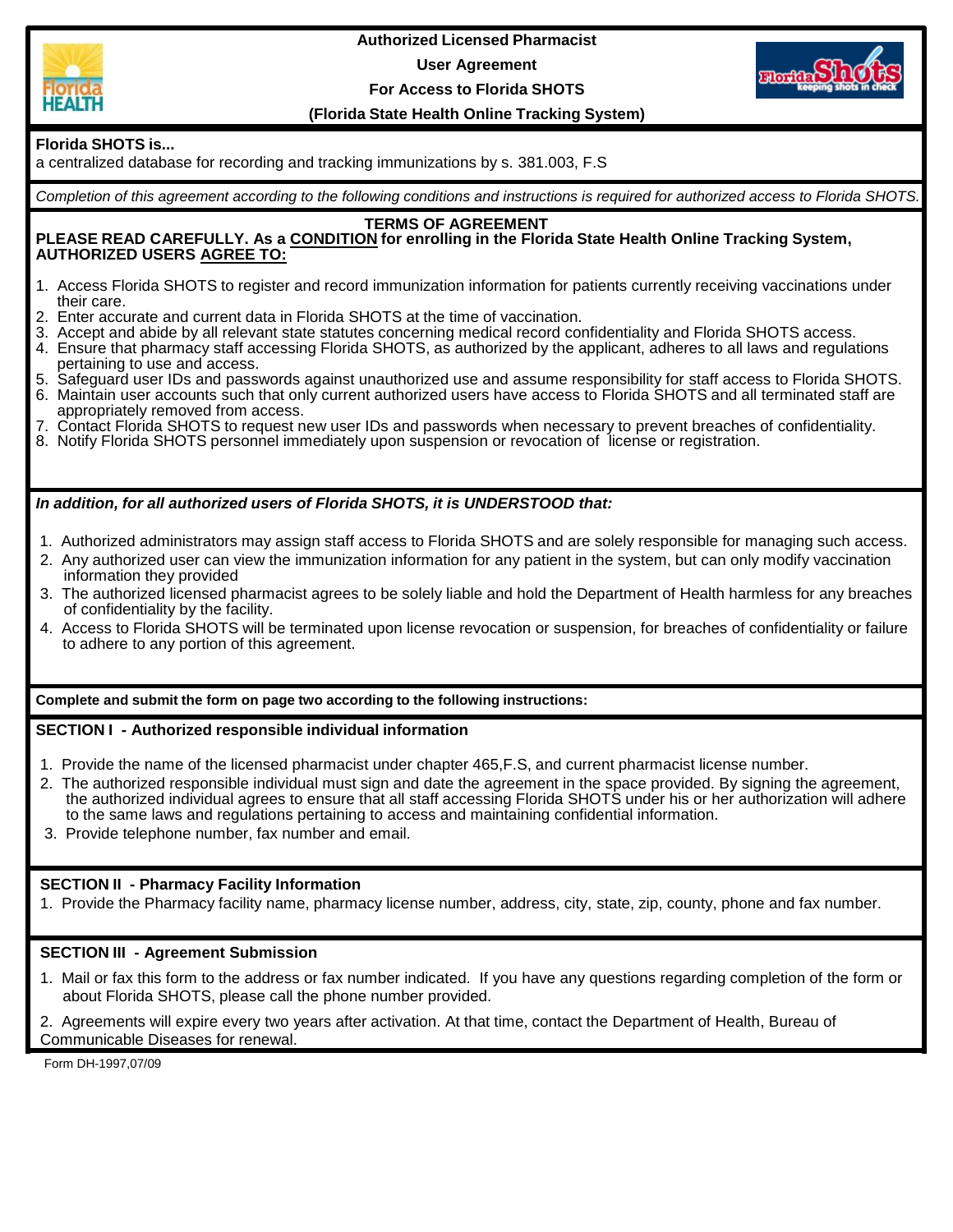# Authorized Licensed Pharmacist User Agreement For Access to Florida SHOTS (Florida State Health Online Tracking System)

**Florida SHOTS is...**

a centralized database for recording and tracking immunizations by s. 381.003, F.S

*Completion of this agreement according to the following conditions and instructions is required for authorized access to Florida SHOTS.*

## TERMS OF AGREEMENT

**PLEASE READ CAREFULLY. As a CONDITION for enrolling in the Florida State Health Online Tracking System, AUTHORIZED USERS AGREE TO:**

1. Access Florida SHOTS to register and record immunization information for patients currently receiving vaccinations under their care.
2. Enter accurate and current data in Florida SHOTS at the time of vaccination.
3. Accept and abide by all relevant state statutes concerning medical record confidentiality and Florida SHOTS access.
4. Ensure that pharmacy staff accessing Florida SHOTS, as authorized by the applicant, adheres to all laws and regulations pertaining to use and access.
5. Safeguard user IDs and passwords against unauthorized use and assume responsibility for staff access to Florida SHOTS.
6. Maintain user accounts such that only current authorized users have access to Florida SHOTS and all terminated staff are appropriately removed from access.
7. Contact Florida SHOTS to request new user IDs and passwords when necessary to prevent breaches of confidentiality.
8. Notify Florida SHOTS personnel immediately upon suspension or revocation of license or registration.

***In addition, for all authorized users of Florida SHOTS, it is UNDERSTOOD that:***

1. Authorized administrators may assign staff access to Florida SHOTS and are solely responsible for managing such access.
2. Any authorized user can view the immunization information for any patient in the system, but can only modify vaccination information they provided
3. The authorized licensed pharmacist agrees to be solely liable and hold the Department of Health harmless for any breaches of confidentiality by the facility.
4. Access to Florida SHOTS will be terminated upon license revocation or suspension, for breaches of confidentiality or failure to adhere to any portion of this agreement.

**Complete and submit the form on page two according to the following instructions:**

### SECTION I - Authorized responsible individual information

1. Provide the name of the licensed pharmacist under chapter 465,F.S, and current pharmacist license number.
2. The authorized responsible individual must sign and date the agreement in the space provided. By signing the agreement, the authorized individual agrees to ensure that all staff accessing Florida SHOTS under his or her authorization will adhere to the same laws and regulations pertaining to access and maintaining confidential information.
3. Provide telephone number, fax number and email.

### SECTION II - Pharmacy Facility Information

1. Provide the Pharmacy facility name, pharmacy license number, address, city, state, zip, county, phone and fax number.

### SECTION III - Agreement Submission

1. Mail or fax this form to the address or fax number indicated. If you have any questions regarding completion of the form or about Florida SHOTS, please call the phone number provided.
2. Agreements will expire every two years after activation. At that time, contact the Department of Health, Bureau of Communicable Diseases for renewal.

Form DH-1997,07/09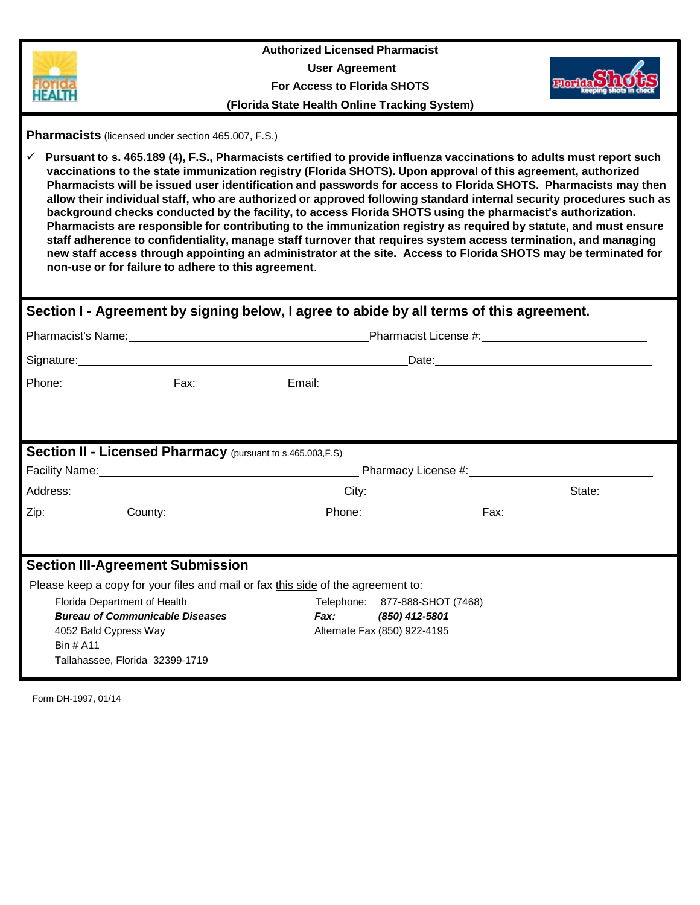# Authorized Licensed Pharmacist User Agreement For Access to Florida SHOTS (Florida State Health Online Tracking System)

**Pharmacists** (licensed under section 465.007, F.S.)

✓ **Pursuant to s. 465.189 (4), F.S., Pharmacists certified to provide influenza vaccinations to adults must report such vaccinations to the state immunization registry (Florida SHOTS). Upon approval of this agreement, authorized Pharmacists will be issued user identification and passwords for access to Florida SHOTS. Pharmacists may then allow their individual staff, who are authorized or approved following standard internal security procedures such as background checks conducted by the facility, to access Florida SHOTS using the pharmacist's authorization. Pharmacists are responsible for contributing to the immunization registry as required by statute, and must ensure staff adherence to confidentiality, manage staff turnover that requires system access termination, and managing new staff access through appointing an administrator at the site. Access to Florida SHOTS may be terminated for non-use or for failure to adhere to this agreement**.

## Section I - Agreement by signing below, I agree to abide by all terms of this agreement.

Pharmacist's Name:______________________________ Pharmacist License #:______________________

Signature:______________________________________ Date:____________________________

Phone: ______________ Fax:____________ Email:_____________________________________________

## Section II - Licensed Pharmacy (pursuant to s.465.003,F.S)

Facility Name:__________________________________ Pharmacy License #:______________________

Address:______________________________________ City:__________________________ State:________

Zip:___________ County:____________________ Phone:________________ Fax:____________________

## Section III-Agreement Submission

Please keep a copy for your files and mail or fax this side of the agreement to:

Florida Department of Health
***Bureau of Communicable Diseases***
4052 Bald Cypress Way
Bin # A11
Tallahassee, Florida 32399-1719

Telephone: 877-888-SHOT (7468)
***Fax: (850) 412-5801***
Alternate Fax (850) 922-4195

Form DH-1997, 01/14